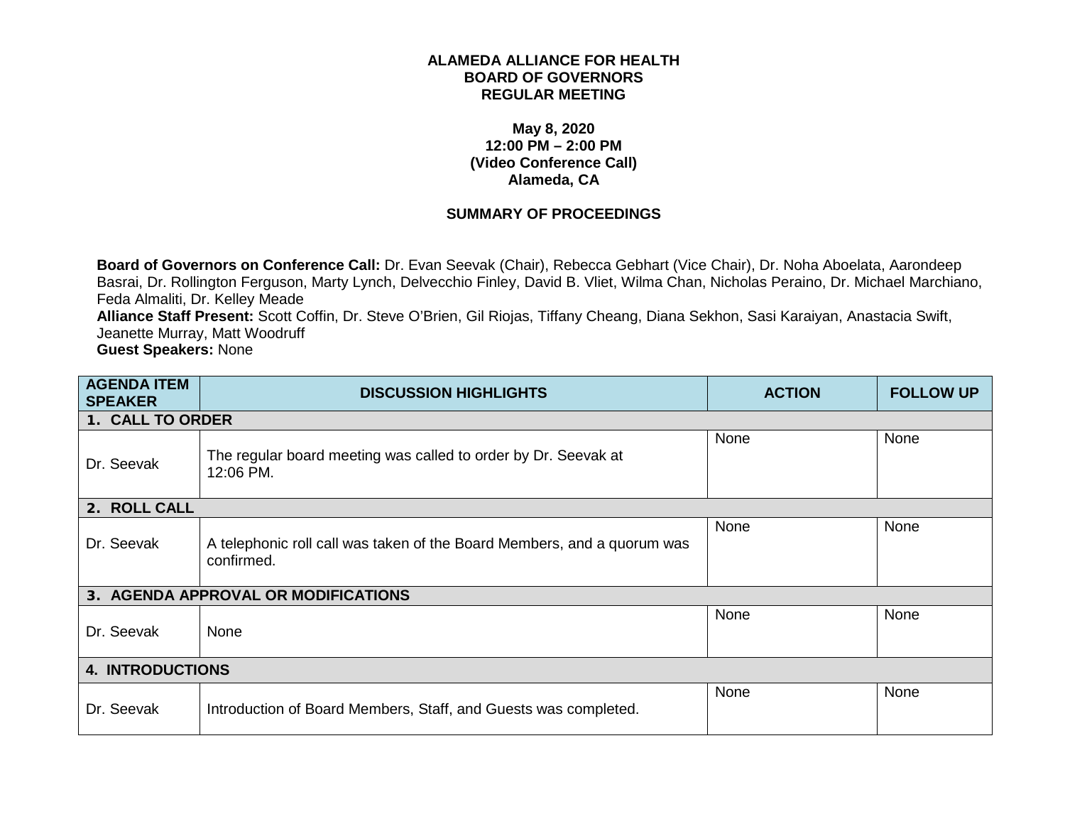**ALAMEDA ALLIANCE FOR HEALTH**
**BOARD OF GOVERNORS**
**REGULAR MEETING**

**May 8, 2020**
**12:00 PM – 2:00 PM**
**(Video Conference Call)**
**Alameda, CA**

**SUMMARY OF PROCEEDINGS**

**Board of Governors on Conference Call:** Dr. Evan Seevak (Chair), Rebecca Gebhart (Vice Chair), Dr. Noha Aboelata, Aarondeep Basrai, Dr. Rollington Ferguson, Marty Lynch, Delvecchio Finley, David B. Vliet, Wilma Chan, Nicholas Peraino, Dr. Michael Marchiano, Feda Almaliti, Dr. Kelley Meade
**Alliance Staff Present:** Scott Coffin, Dr. Steve O'Brien, Gil Riojas, Tiffany Cheang, Diana Sekhon, Sasi Karaiyan, Anastacia Swift, Jeanette Murray, Matt Woodruff
**Guest Speakers:** None

| AGENDA ITEM SPEAKER | DISCUSSION HIGHLIGHTS | ACTION | FOLLOW UP |
|---|---|---|---|
| **1. CALL TO ORDER** | | | |
| Dr. Seevak | The regular board meeting was called to order by Dr. Seevak at 12:06 PM. | None | None |
| **2. ROLL CALL** | | | |
| Dr. Seevak | A telephonic roll call was taken of the Board Members, and a quorum was confirmed. | None | None |
| **3. AGENDA APPROVAL OR MODIFICATIONS** | | | |
| Dr. Seevak | None | None | None |
| **4. INTRODUCTIONS** | | | |
| Dr. Seevak | Introduction of Board Members, Staff, and Guests was completed. | None | None |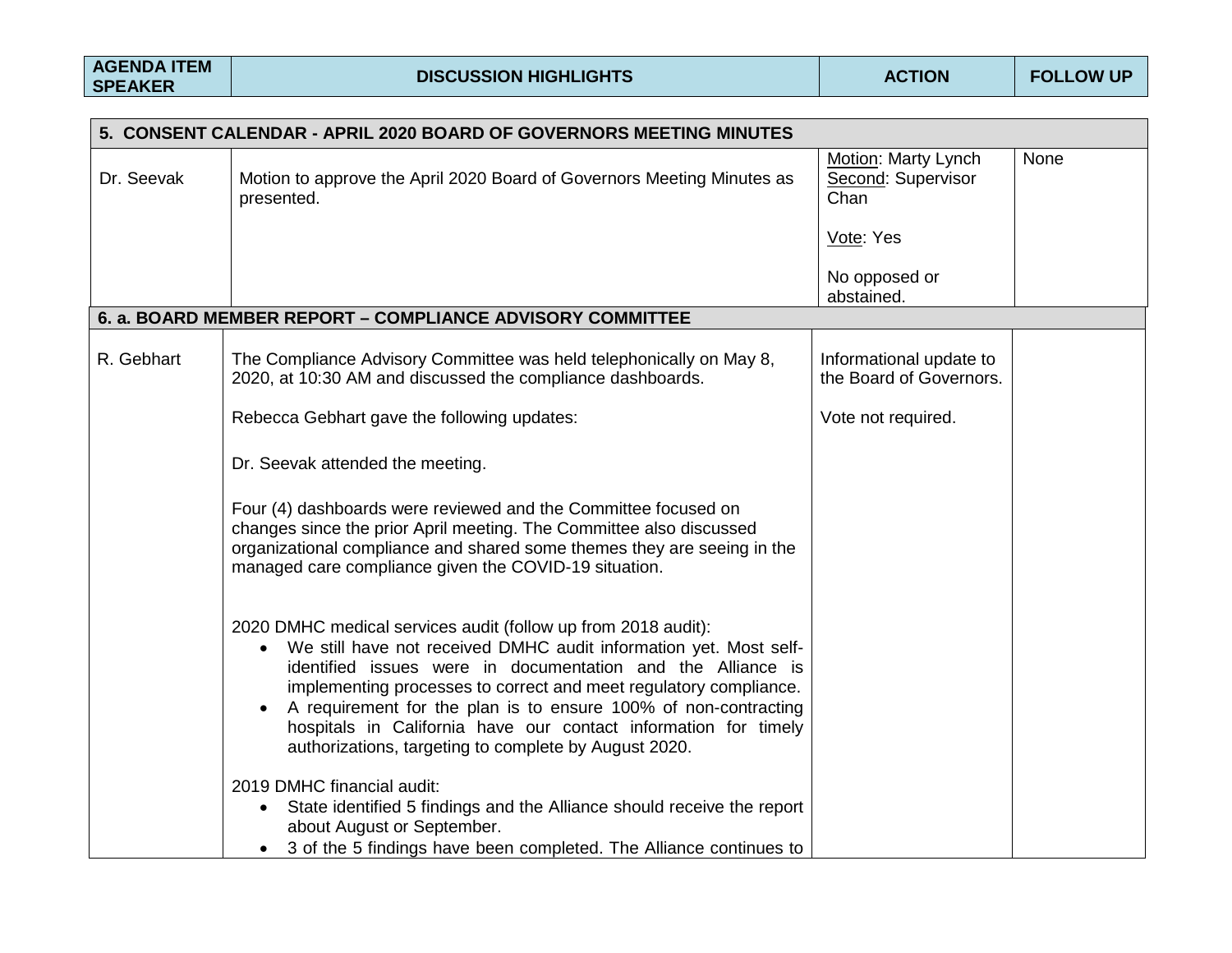| AGENDA ITEM SPEAKER | DISCUSSION HIGHLIGHTS | ACTION | FOLLOW UP |
|---|---|---|---|
| **5. CONSENT CALENDAR - APRIL 2020 BOARD OF GOVERNORS MEETING MINUTES** | | | |
| Dr. Seevak | Motion to approve the April 2020 Board of Governors Meeting Minutes as presented. | Motion: Marty Lynch<br>Second: Supervisor Chan<br><br>Vote: Yes<br><br>No opposed or abstained. | None |
| **6. a. BOARD MEMBER REPORT – COMPLIANCE ADVISORY COMMITTEE** | | | |
| R. Gebhart | The Compliance Advisory Committee was held telephonically on May 8, 2020, at 10:30 AM and discussed the compliance dashboards.<br><br>Rebecca Gebhart gave the following updates:<br><br>Dr. Seevak attended the meeting.<br><br>Four (4) dashboards were reviewed and the Committee focused on changes since the prior April meeting. The Committee also discussed organizational compliance and shared some themes they are seeing in the managed care compliance given the COVID-19 situation.<br><br>2020 DMHC medical services audit (follow up from 2018 audit):<br>• We still have not received DMHC audit information yet. Most self-identified issues were in documentation and the Alliance is implementing processes to correct and meet regulatory compliance.<br>• A requirement for the plan is to ensure 100% of non-contracting hospitals in California have our contact information for timely authorizations, targeting to complete by August 2020.<br><br>2019 DMHC financial audit:<br>• State identified 5 findings and the Alliance should receive the report about August or September.<br>• 3 of the 5 findings have been completed. The Alliance continues to | Informational update to the Board of Governors.<br><br>Vote not required. | |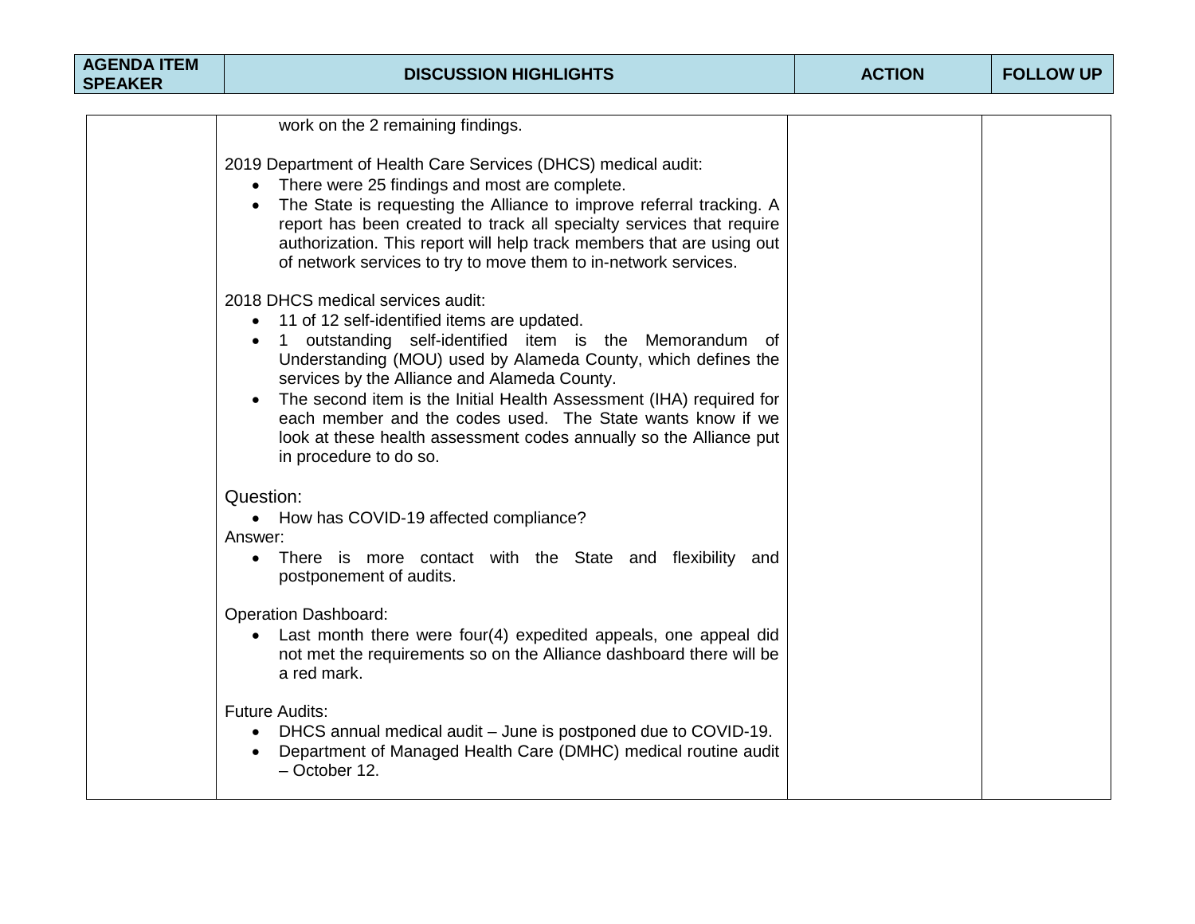| AGENDA ITEM SPEAKER | DISCUSSION HIGHLIGHTS | ACTION | FOLLOW UP |
|---|---|---|---|
| | work on the 2 remaining findings.<br><br>2019 Department of Health Care Services (DHCS) medical audit:<br>• There were 25 findings and most are complete.<br>• The State is requesting the Alliance to improve referral tracking. A report has been created to track all specialty services that require authorization. This report will help track members that are using out of network services to try to move them to in-network services.<br><br>2018 DHCS medical services audit:<br>• 11 of 12 self-identified items are updated.<br>• 1 outstanding self-identified item is the Memorandum of Understanding (MOU) used by Alameda County, which defines the services by the Alliance and Alameda County.<br>• The second item is the Initial Health Assessment (IHA) required for each member and the codes used. The State wants know if we look at these health assessment codes annually so the Alliance put in procedure to do so.<br><br>Question:<br>• How has COVID-19 affected compliance?<br>Answer:<br>• There is more contact with the State and flexibility and postponement of audits.<br><br>Operation Dashboard:<br>• Last month there were four(4) expedited appeals, one appeal did not met the requirements so on the Alliance dashboard there will be a red mark.<br><br>Future Audits:<br>• DHCS annual medical audit – June is postponed due to COVID-19.<br>• Department of Managed Health Care (DMHC) medical routine audit – October 12. | | |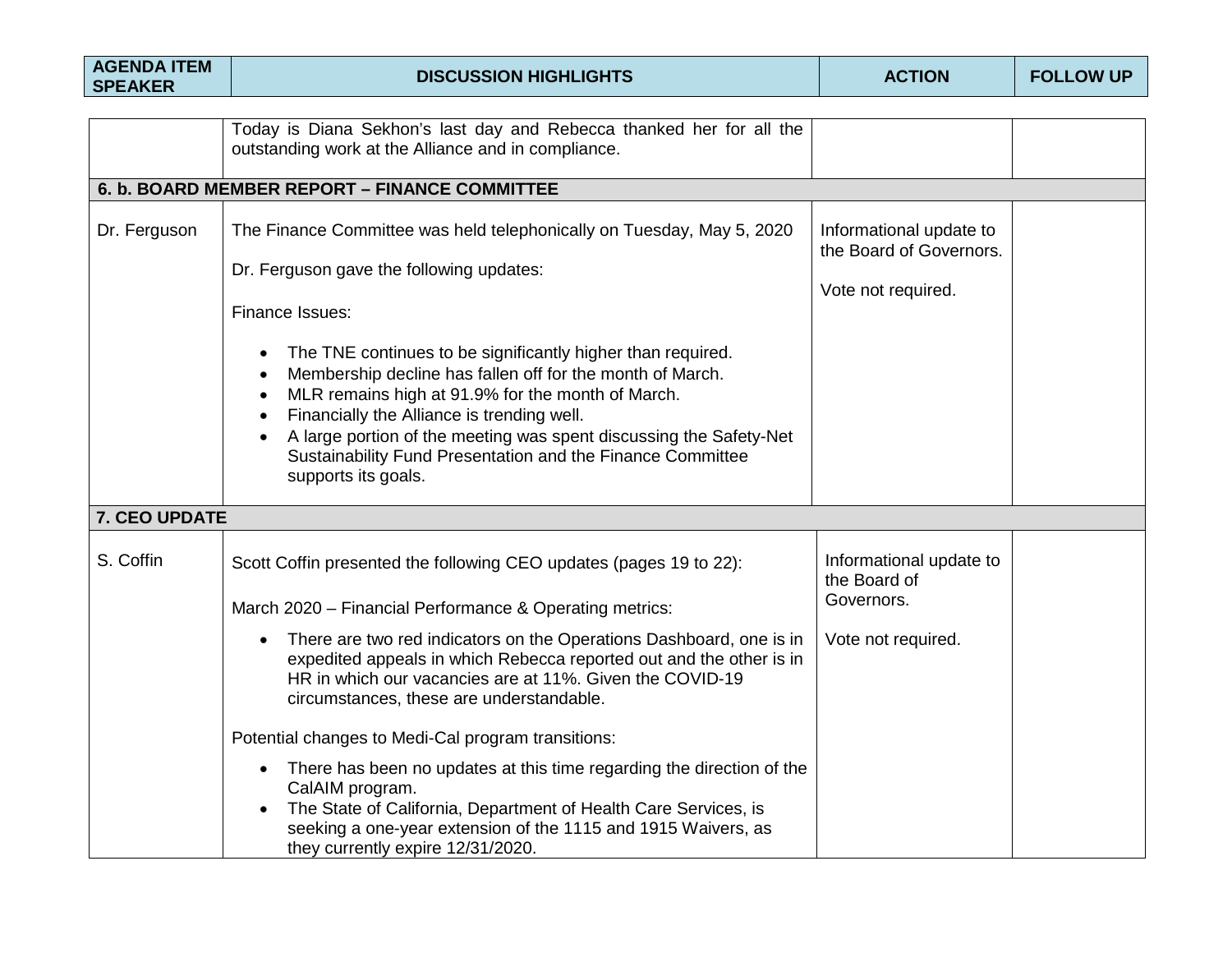| AGENDA ITEM SPEAKER | DISCUSSION HIGHLIGHTS | ACTION | FOLLOW UP |
|---|---|---|---|
| | Today is Diana Sekhon's last day and Rebecca thanked her for all the outstanding work at the Alliance and in compliance. | | |
| **6. b. BOARD MEMBER REPORT – FINANCE COMMITTEE** | | | |
| Dr. Ferguson | The Finance Committee was held telephonically on Tuesday, May 5, 2020<br><br>Dr. Ferguson gave the following updates:<br><br>Finance Issues:<br><br>• The TNE continues to be significantly higher than required.<br>• Membership decline has fallen off for the month of March.<br>• MLR remains high at 91.9% for the month of March.<br>• Financially the Alliance is trending well.<br>• A large portion of the meeting was spent discussing the Safety-Net Sustainability Fund Presentation and the Finance Committee supports its goals. | Informational update to the Board of Governors.<br><br>Vote not required. | |
| **7. CEO UPDATE** | | | |
| S. Coffin | Scott Coffin presented the following CEO updates (pages 19 to 22):<br><br>March 2020 – Financial Performance & Operating metrics:<br><br>• There are two red indicators on the Operations Dashboard, one is in expedited appeals in which Rebecca reported out and the other is in HR in which our vacancies are at 11%. Given the COVID-19 circumstances, these are understandable.<br><br>Potential changes to Medi-Cal program transitions:<br><br>• There has been no updates at this time regarding the direction of the CalAIM program.<br>• The State of California, Department of Health Care Services, is seeking a one-year extension of the 1115 and 1915 Waivers, as they currently expire 12/31/2020. | Informational update to the Board of Governors.<br><br>Vote not required. | |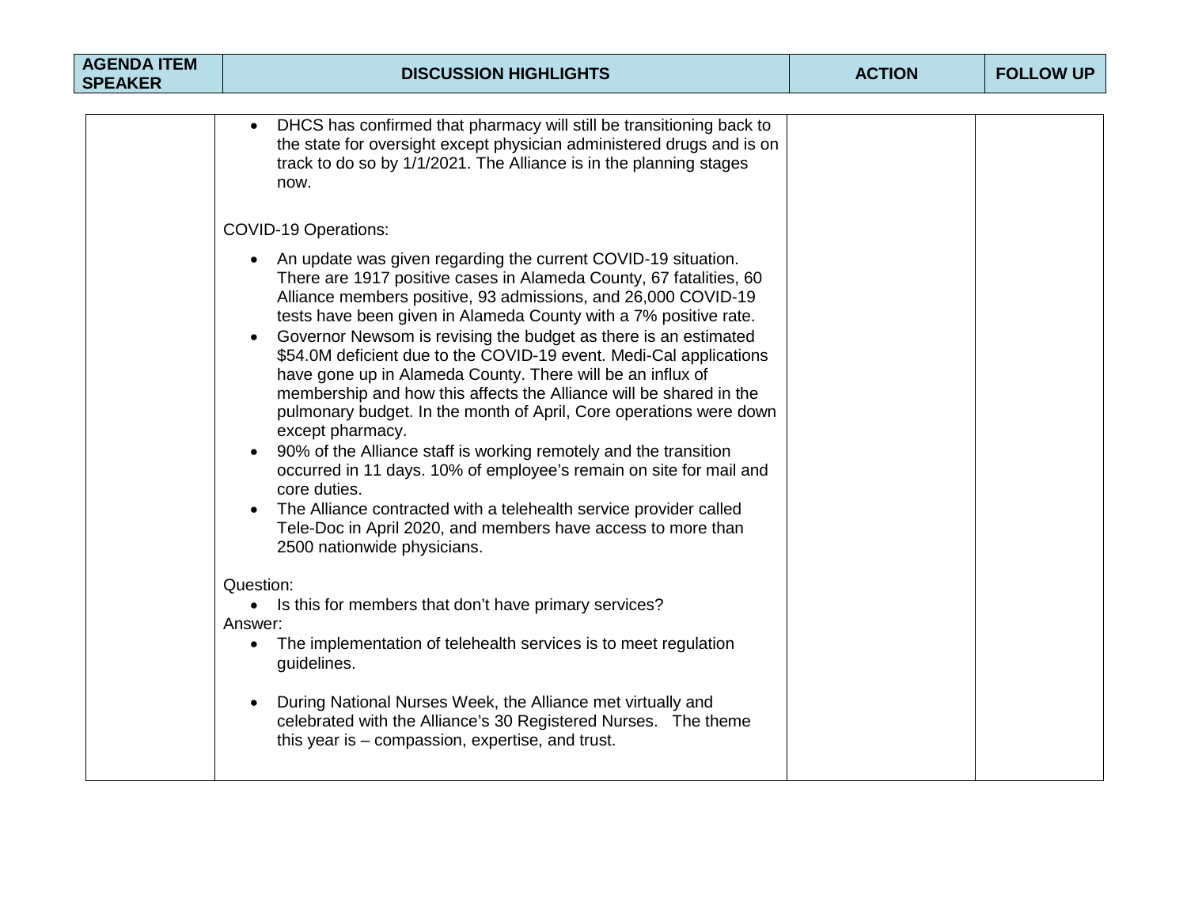| AGENDA ITEM SPEAKER | DISCUSSION HIGHLIGHTS | ACTION | FOLLOW UP |
|---|---|---|---|
| | • DHCS has confirmed that pharmacy will still be transitioning back to the state for oversight except physician administered drugs and is on track to do so by 1/1/2021. The Alliance is in the planning stages now.<br><br>COVID-19 Operations:<br><br>• An update was given regarding the current COVID-19 situation. There are 1917 positive cases in Alameda County, 67 fatalities, 60 Alliance members positive, 93 admissions, and 26,000 COVID-19 tests have been given in Alameda County with a 7% positive rate.<br>• Governor Newsom is revising the budget as there is an estimated $54.0M deficient due to the COVID-19 event. Medi-Cal applications have gone up in Alameda County. There will be an influx of membership and how this affects the Alliance will be shared in the pulmonary budget. In the month of April, Core operations were down except pharmacy.<br>• 90% of the Alliance staff is working remotely and the transition occurred in 11 days. 10% of employee's remain on site for mail and core duties.<br>• The Alliance contracted with a telehealth service provider called Tele-Doc in April 2020, and members have access to more than 2500 nationwide physicians.<br><br>Question:<br>• Is this for members that don't have primary services?<br>Answer:<br>• The implementation of telehealth services is to meet regulation guidelines.<br><br>• During National Nurses Week, the Alliance met virtually and celebrated with the Alliance's 30 Registered Nurses. The theme this year is – compassion, expertise, and trust. | | |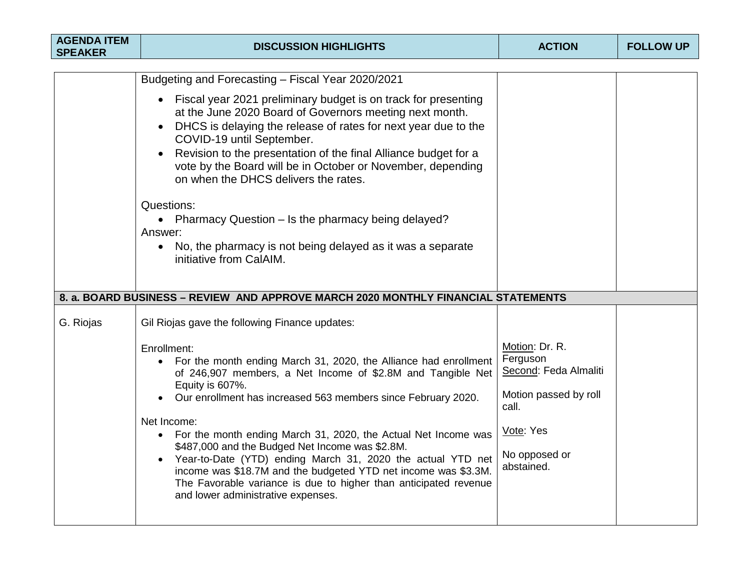| AGENDA ITEM SPEAKER | DISCUSSION HIGHLIGHTS | ACTION | FOLLOW UP |
|---|---|---|---|
| | Budgeting and Forecasting – Fiscal Year 2020/2021<br>• Fiscal year 2021 preliminary budget is on track for presenting at the June 2020 Board of Governors meeting next month.<br>• DHCS is delaying the release of rates for next year due to the COVID-19 until September.<br>• Revision to the presentation of the final Alliance budget for a vote by the Board will be in October or November, depending on when the DHCS delivers the rates.<br><br>Questions:<br>• Pharmacy Question – Is the pharmacy being delayed?<br>Answer:<br>• No, the pharmacy is not being delayed as it was a separate initiative from CalAIM. | | |
| **8. a. BOARD BUSINESS – REVIEW AND APPROVE MARCH 2020 MONTHLY FINANCIAL STATEMENTS** | | | |
| G. Riojas | Gil Riojas gave the following Finance updates:<br><br>Enrollment:<br>• For the month ending March 31, 2020, the Alliance had enrollment of 246,907 members, a Net Income of $2.8M and Tangible Net Equity is 607%.<br>• Our enrollment has increased 563 members since February 2020.<br><br>Net Income:<br>• For the month ending March 31, 2020, the Actual Net Income was $487,000 and the Budged Net Income was $2.8M.<br>• Year-to-Date (YTD) ending March 31, 2020 the actual YTD net income was $18.7M and the budgeted YTD net income was $3.3M. The Favorable variance is due to higher than anticipated revenue and lower administrative expenses. | Motion: Dr. R. Ferguson<br>Second: Feda Almaliti<br><br>Motion passed by roll call.<br><br>Vote: Yes<br><br>No opposed or abstained. | |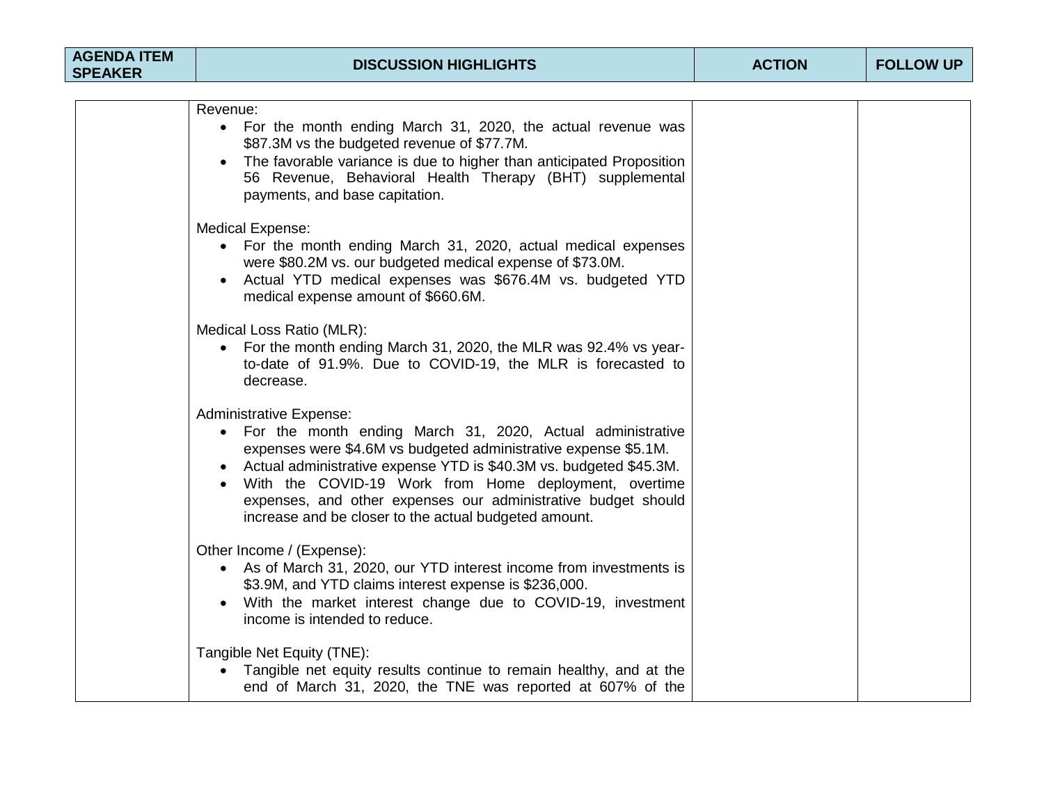| AGENDA ITEM SPEAKER | DISCUSSION HIGHLIGHTS | ACTION | FOLLOW UP |
|---|---|---|---|
| | Revenue:<br>• For the month ending March 31, 2020, the actual revenue was $87.3M vs the budgeted revenue of $77.7M.<br>• The favorable variance is due to higher than anticipated Proposition 56 Revenue, Behavioral Health Therapy (BHT) supplemental payments, and base capitation.<br><br>Medical Expense:<br>• For the month ending March 31, 2020, actual medical expenses were $80.2M vs. our budgeted medical expense of $73.0M.<br>• Actual YTD medical expenses was $676.4M vs. budgeted YTD medical expense amount of $660.6M.<br><br>Medical Loss Ratio (MLR):<br>• For the month ending March 31, 2020, the MLR was 92.4% vs year-to-date of 91.9%. Due to COVID-19, the MLR is forecasted to decrease.<br><br>Administrative Expense:<br>• For the month ending March 31, 2020, Actual administrative expenses were $4.6M vs budgeted administrative expense $5.1M.<br>• Actual administrative expense YTD is $40.3M vs. budgeted $45.3M.<br>• With the COVID-19 Work from Home deployment, overtime expenses, and other expenses our administrative budget should increase and be closer to the actual budgeted amount.<br><br>Other Income / (Expense):<br>• As of March 31, 2020, our YTD interest income from investments is $3.9M, and YTD claims interest expense is $236,000.<br>• With the market interest change due to COVID-19, investment income is intended to reduce.<br><br>Tangible Net Equity (TNE):<br>• Tangible net equity results continue to remain healthy, and at the end of March 31, 2020, the TNE was reported at 607% of the | | |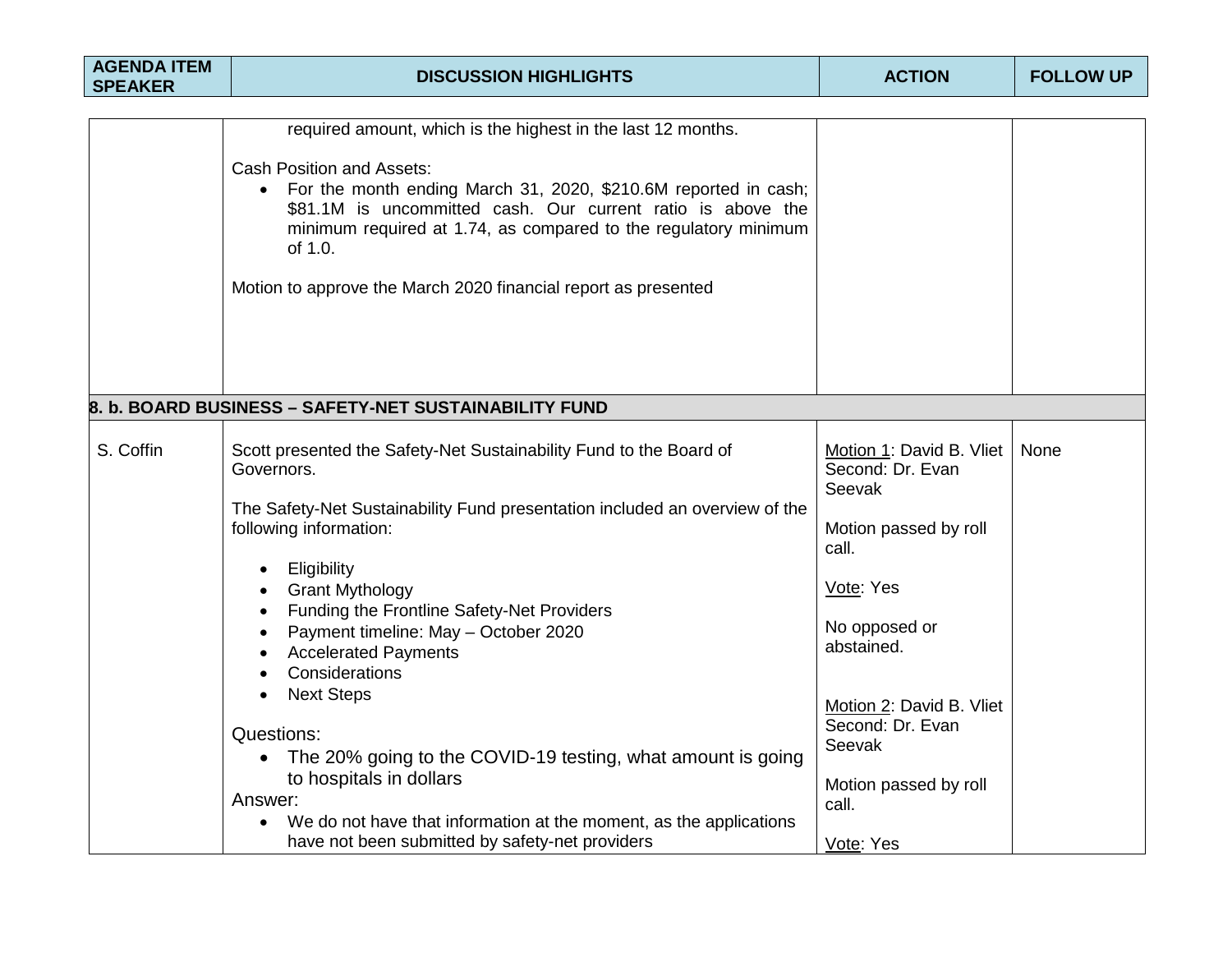| AGENDA ITEM SPEAKER | DISCUSSION HIGHLIGHTS | ACTION | FOLLOW UP |
|---|---|---|---|
| | required amount, which is the highest in the last 12 months.<br><br>Cash Position and Assets:<br>• For the month ending March 31, 2020, $210.6M reported in cash; $81.1M is uncommitted cash. Our current ratio is above the minimum required at 1.74, as compared to the regulatory minimum of 1.0.<br><br>Motion to approve the March 2020 financial report as presented | | |
| **8. b. BOARD BUSINESS – SAFETY-NET SUSTAINABILITY FUND** | | | |
| S. Coffin | Scott presented the Safety-Net Sustainability Fund to the Board of Governors.<br><br>The Safety-Net Sustainability Fund presentation included an overview of the following information:<br><br>• Eligibility<br>• Grant Mythology<br>• Funding the Frontline Safety-Net Providers<br>• Payment timeline: May – October 2020<br>• Accelerated Payments<br>• Considerations<br>• Next Steps<br><br>Questions:<br>• The 20% going to the COVID-19 testing, what amount is going to hospitals in dollars<br>Answer:<br>• We do not have that information at the moment, as the applications have not been submitted by safety-net providers | Motion 1: David B. Vliet<br>Second: Dr. Evan Seevak<br><br>Motion passed by roll call.<br><br>Vote: Yes<br><br>No opposed or abstained.<br><br>Motion 2: David B. Vliet<br>Second: Dr. Evan Seevak<br><br>Motion passed by roll call.<br><br>Vote: Yes | None |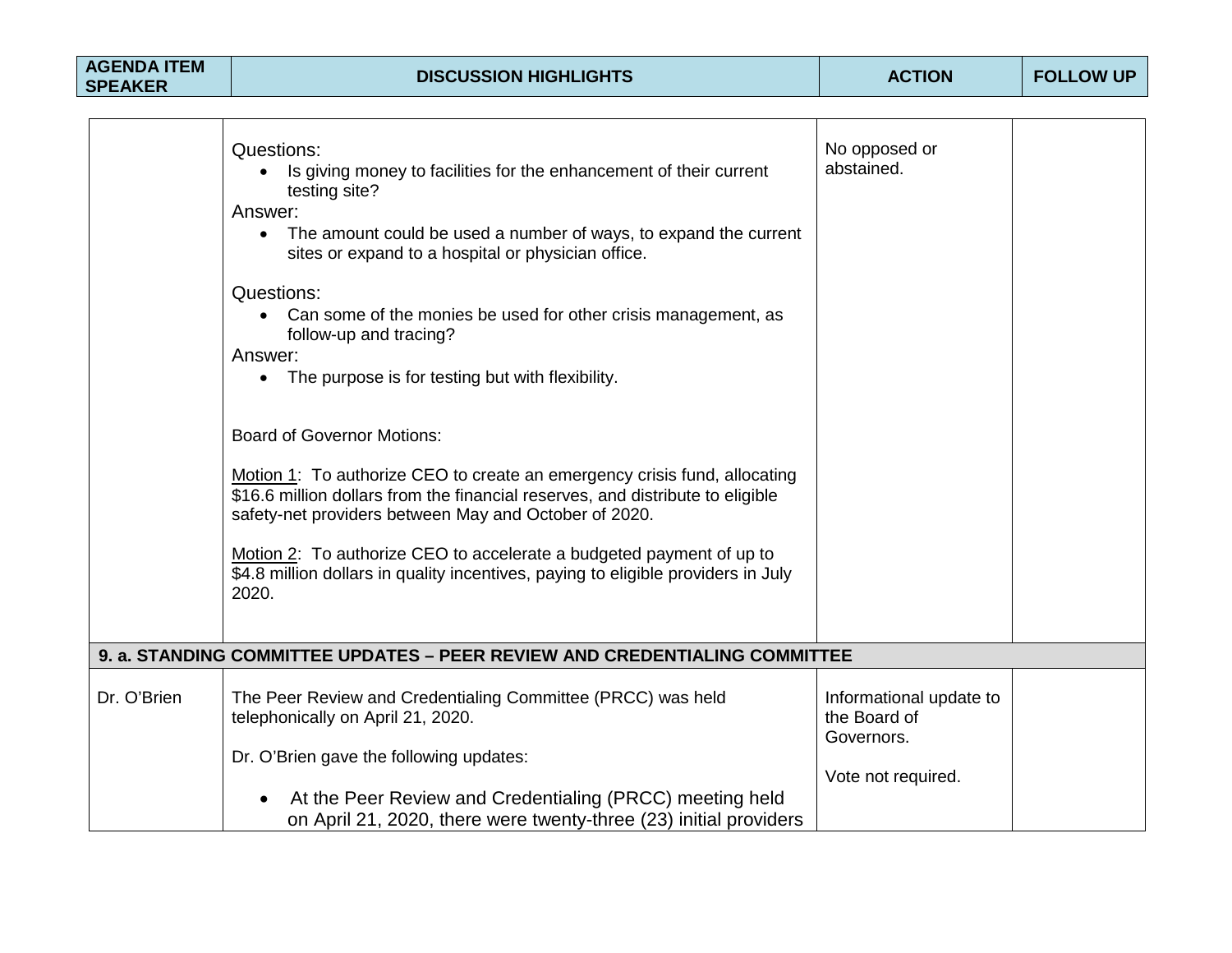| AGENDA ITEM SPEAKER | DISCUSSION HIGHLIGHTS | ACTION | FOLLOW UP |
|---|---|---|---|
| | Questions:<br>• Is giving money to facilities for the enhancement of their current testing site?<br>Answer:<br>• The amount could be used a number of ways, to expand the current sites or expand to a hospital or physician office.<br><br>Questions:<br>• Can some of the monies be used for other crisis management, as follow-up and tracing?<br>Answer:<br>• The purpose is for testing but with flexibility.<br><br>Board of Governor Motions:<br><br>Motion 1: To authorize CEO to create an emergency crisis fund, allocating $16.6 million dollars from the financial reserves, and distribute to eligible safety-net providers between May and October of 2020.<br><br>Motion 2: To authorize CEO to accelerate a budgeted payment of up to $4.8 million dollars in quality incentives, paying to eligible providers in July 2020. | No opposed or abstained. | |
| **9. a. STANDING COMMITTEE UPDATES – PEER REVIEW AND CREDENTIALING COMMITTEE** | | | |
| Dr. O'Brien | The Peer Review and Credentialing Committee (PRCC) was held telephonically on April 21, 2020.<br><br>Dr. O'Brien gave the following updates:<br><br>• At the Peer Review and Credentialing (PRCC) meeting held on April 21, 2020, there were twenty-three (23) initial providers | Informational update to the Board of Governors.<br><br>Vote not required. | |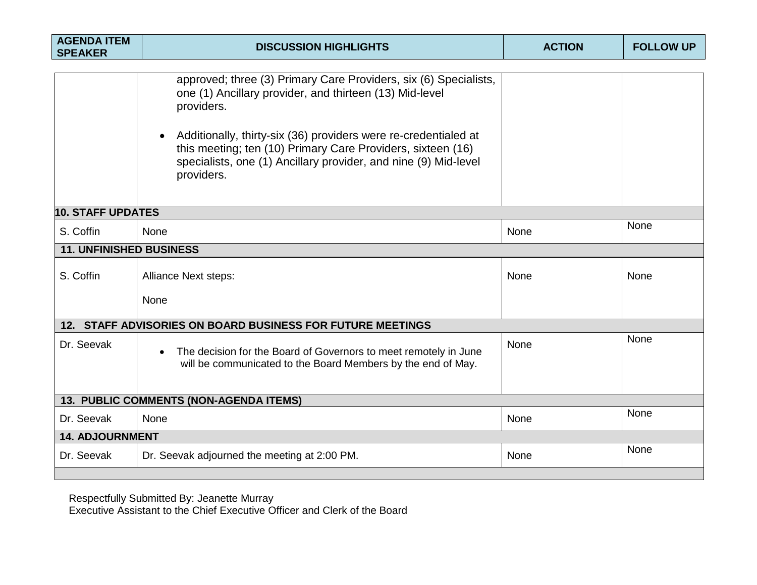| AGENDA ITEM SPEAKER | DISCUSSION HIGHLIGHTS | ACTION | FOLLOW UP |
|---|---|---|---|
| | approved; three (3) Primary Care Providers, six (6) Specialists, one (1) Ancillary provider, and thirteen (13) Mid-level providers.<br><br>• Additionally, thirty-six (36) providers were re-credentialed at this meeting; ten (10) Primary Care Providers, sixteen (16) specialists, one (1) Ancillary provider, and nine (9) Mid-level providers. | | |
| **10. STAFF UPDATES** | | | |
| S. Coffin | None | None | None |
| **11. UNFINISHED BUSINESS** | | | |
| S. Coffin | Alliance Next steps:<br><br>None | None | None |
| **12. STAFF ADVISORIES ON BOARD BUSINESS FOR FUTURE MEETINGS** | | | |
| Dr. Seevak | • The decision for the Board of Governors to meet remotely in June will be communicated to the Board Members by the end of May. | None | None |
| **13. PUBLIC COMMENTS (NON-AGENDA ITEMS)** | | | |
| Dr. Seevak | None | None | None |
| **14. ADJOURNMENT** | | | |
| Dr. Seevak | Dr. Seevak adjourned the meeting at 2:00 PM. | None | None |

Respectfully Submitted By: Jeanette Murray
Executive Assistant to the Chief Executive Officer and Clerk of the Board